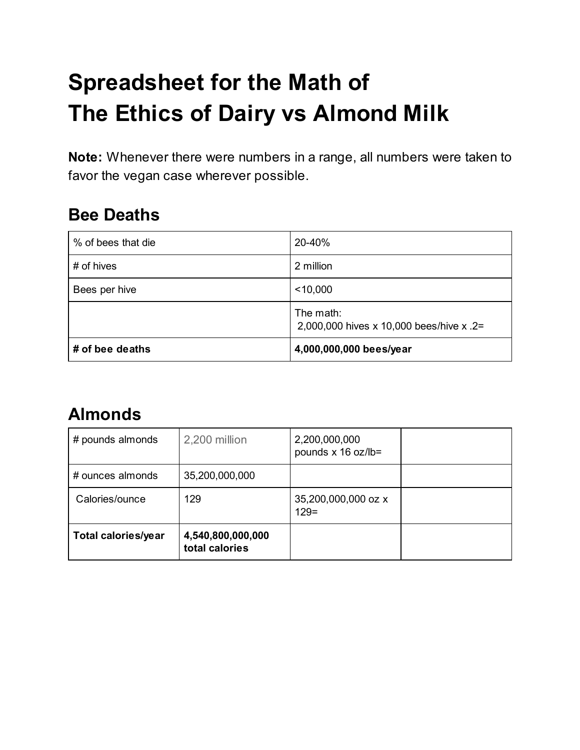# Spreadsheet for the Math of The Ethics of Dairy vs Almond Milk

**Note:** Whenever there were numbers in a range, all numbers were taken to favor the vegan case wherever possible.

## Bee Deaths

| | |
|---|---|
| % of bees that die | 20-40% |
| # of hives | 2 million |
| Bees per hive | <10,000 |
| | The math: 2,000,000 hives x 10,000 bees/hive x .2= |
| **# of bee deaths** | **4,000,000,000 bees/year** |

## Almonds

| | | | |
|---|---|---|---|
| # pounds almonds | 2,200 million | 2,200,000,000 pounds x 16 oz/lb= | |
| # ounces almonds | 35,200,000,000 | | |
| Calories/ounce | 129 | 35,200,000,000 oz x 129= | |
| **Total calories/year** | **4,540,800,000,000 total calories** | | |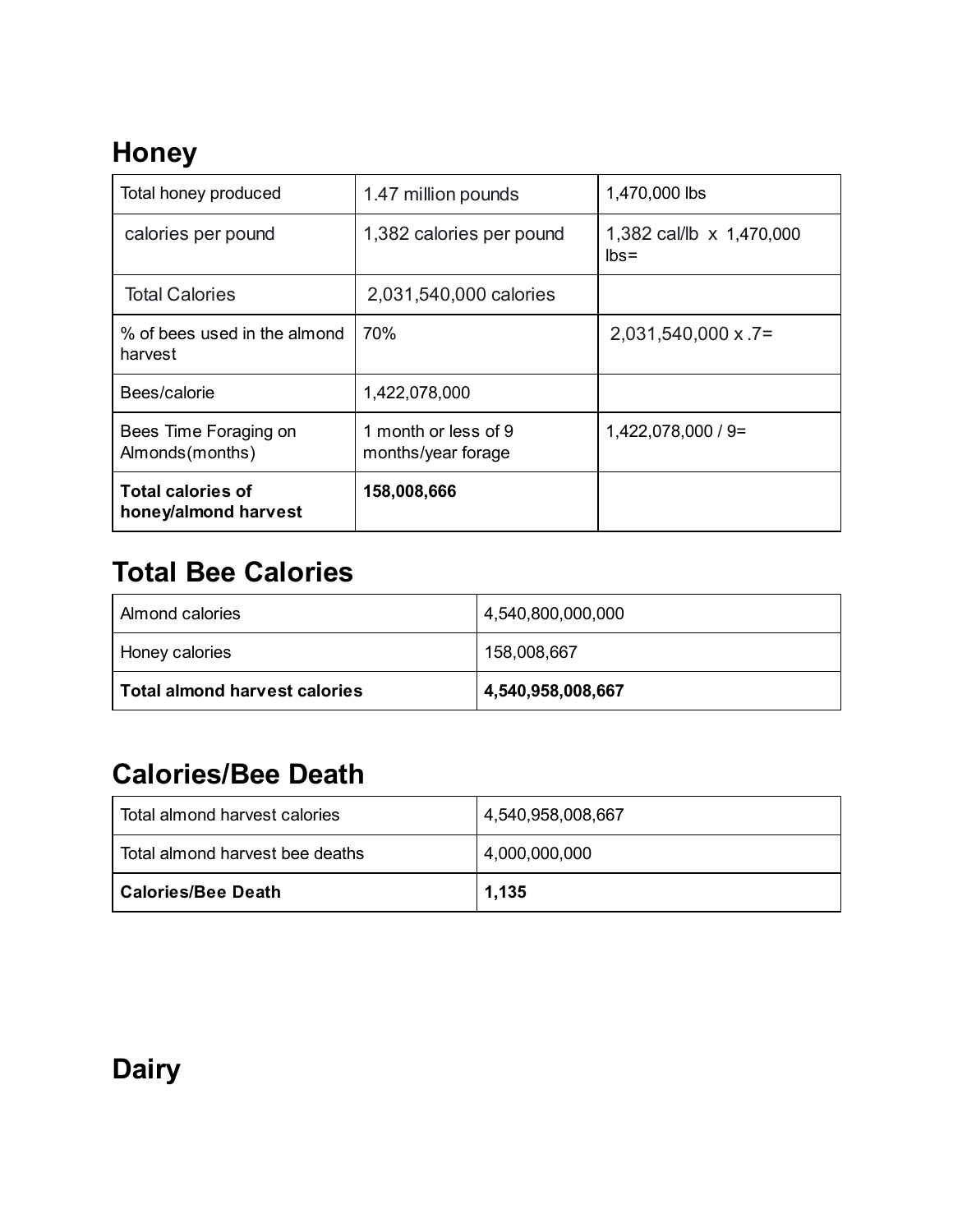## Honey

| Total honey produced | 1.47 million pounds | 1,470,000 lbs |
|---|---|---|
| calories per pound | 1,382 calories per pound | 1,382 cal/lb x 1,470,000 lbs= |
| Total Calories | 2,031,540,000 calories | |
| % of bees used in the almond harvest | 70% | 2,031,540,000 x .7= |
| Bees/calorie | 1,422,078,000 | |
| Bees Time Foraging on Almonds(months) | 1 month or less of 9 months/year forage | 1,422,078,000 / 9= |
| **Total calories of honey/almond harvest** | **158,008,666** | |

## Total Bee Calories

| Almond calories | 4,540,800,000,000 |
|---|---|
| Honey calories | 158,008,667 |
| **Total almond harvest calories** | **4,540,958,008,667** |

## Calories/Bee Death

| Total almond harvest calories | 4,540,958,008,667 |
|---|---|
| Total almond harvest bee deaths | 4,000,000,000 |
| **Calories/Bee Death** | **1,135** |

## Dairy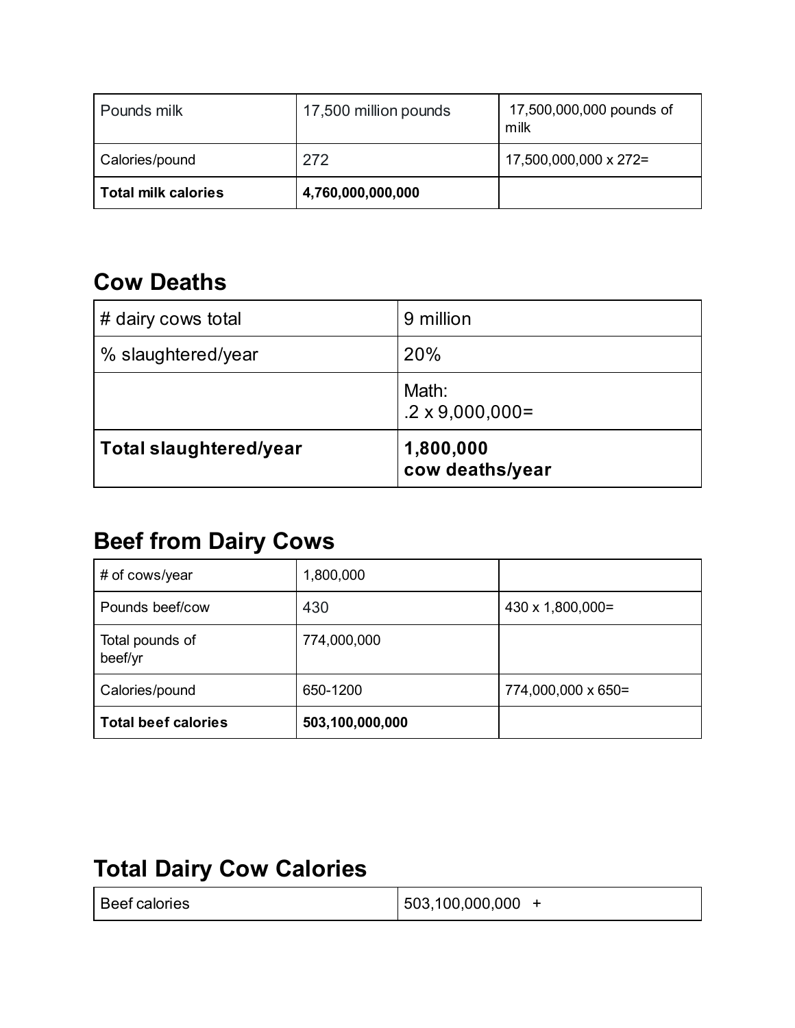| Pounds milk | 17,500 million pounds | 17,500,000,000 pounds of milk |
|---|---|---|
| Calories/pound | 272 | 17,500,000,000 x 272= |
| **Total milk calories** | **4,760,000,000,000** | |

## Cow Deaths

| # dairy cows total | 9 million |
|---|---|
| % slaughtered/year | 20% |
| | Math:<br>.2 x 9,000,000= |
| **Total slaughtered/year** | **1,800,000<br>cow deaths/year** |

## Beef from Dairy Cows

| # of cows/year | 1,800,000 | |
|---|---|---|
| Pounds beef/cow | 430 | 430 x 1,800,000= |
| Total pounds of beef/yr | 774,000,000 | |
| Calories/pound | 650-1200 | 774,000,000 x 650= |
| **Total beef calories** | **503,100,000,000** | |

## Total Dairy Cow Calories

| Beef calories | 503,100,000,000 + |
|---|---|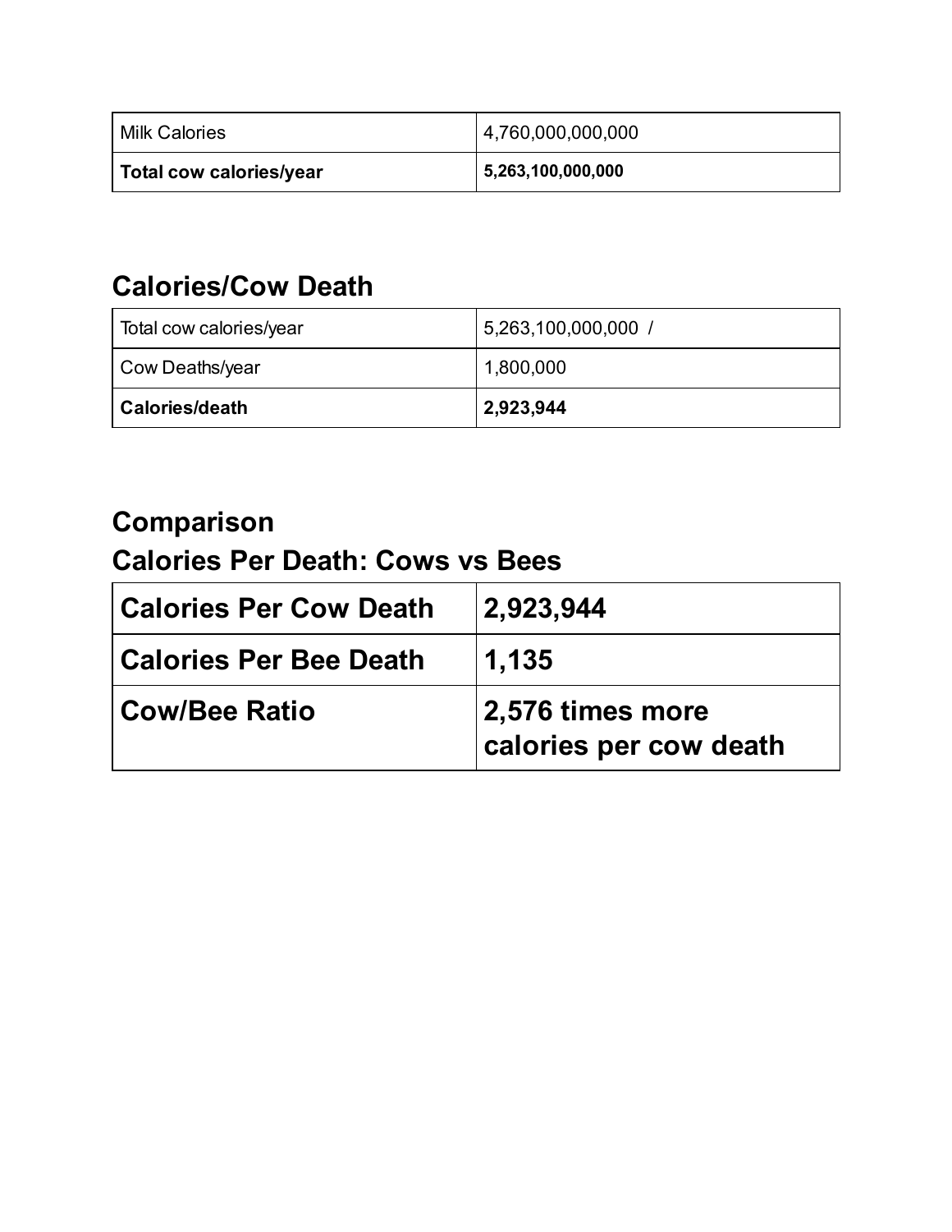| | |
|---|---|
| Milk Calories | 4,760,000,000,000 |
| **Total cow calories/year** | **5,263,100,000,000** |

## Calories/Cow Death

| | |
|---|---|
| Total cow calories/year | 5,263,100,000,000 / |
| Cow Deaths/year | 1,800,000 |
| **Calories/death** | **2,923,944** |

## Comparison

## Calories Per Death: Cows vs Bees

| | |
|---|---|
| **Calories Per Cow Death** | **2,923,944** |
| **Calories Per Bee Death** | **1,135** |
| **Cow/Bee Ratio** | **2,576 times more calories per cow death** |